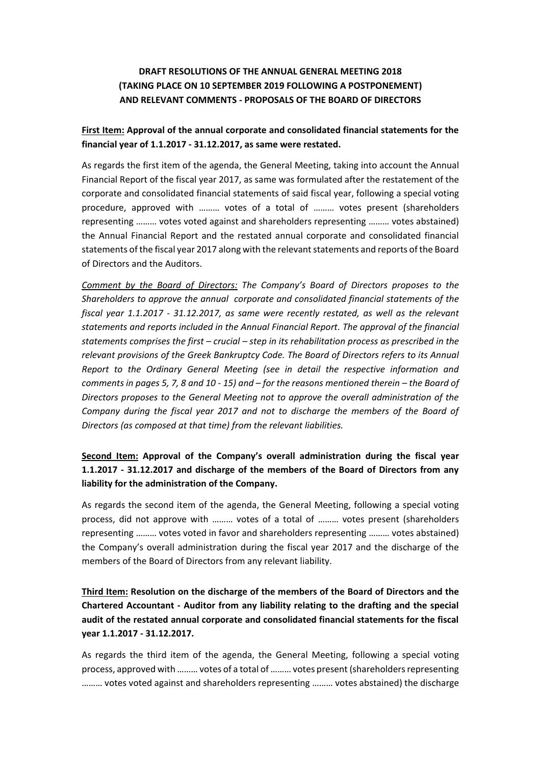# DRAFT RESOLUTIONS OF THE ANNUAL GENERAL MEETING 2018 (TAKING PLACE ON 10 SEPTEMBER 2019 FOLLOWING A POSTPONEMENT) AND RELEVANT COMMENTS - PROPOSALS OF THE BOARD OF DIRECTORS

**First Item: Approval of the annual corporate and consolidated financial statements for the financial year of 1.1.2017 - 31.12.2017, as same were restated.**

As regards the first item of the agenda, the General Meeting, taking into account the Annual Financial Report of the fiscal year 2017, as same was formulated after the restatement of the corporate and consolidated financial statements of said fiscal year, following a special voting procedure, approved with ……… votes of a total of ……… votes present (shareholders representing ……… votes voted against and shareholders representing ……… votes abstained) the Annual Financial Report and the restated annual corporate and consolidated financial statements of the fiscal year 2017 along with the relevant statements and reports of the Board of Directors and the Auditors.

*Comment by the Board of Directors: The Company's Board of Directors proposes to the Shareholders to approve the annual corporate and consolidated financial statements of the fiscal year 1.1.2017 - 31.12.2017, as same were recently restated, as well as the relevant statements and reports included in the Annual Financial Report. The approval of the financial statements comprises the first – crucial – step in its rehabilitation process as prescribed in the relevant provisions of the Greek Bankruptcy Code. The Board of Directors refers to its Annual Report to the Ordinary General Meeting (see in detail the respective information and comments in pages 5, 7, 8 and 10 - 15) and – for the reasons mentioned therein – the Board of Directors proposes to the General Meeting not to approve the overall administration of the Company during the fiscal year 2017 and not to discharge the members of the Board of Directors (as composed at that time) from the relevant liabilities.*

**Second Item: Approval of the Company's overall administration during the fiscal year 1.1.2017 - 31.12.2017 and discharge of the members of the Board of Directors from any liability for the administration of the Company.**

As regards the second item of the agenda, the General Meeting, following a special voting process, did not approve with ……… votes of a total of ……… votes present (shareholders representing ……… votes voted in favor and shareholders representing ……… votes abstained) the Company's overall administration during the fiscal year 2017 and the discharge of the members of the Board of Directors from any relevant liability.

**Third Item: Resolution on the discharge of the members of the Board of Directors and the Chartered Accountant - Auditor from any liability relating to the drafting and the special audit of the restated annual corporate and consolidated financial statements for the fiscal year 1.1.2017 - 31.12.2017.**

As regards the third item of the agenda, the General Meeting, following a special voting process, approved with ……… votes of a total of ……… votes present (shareholders representing ……… votes voted against and shareholders representing ……… votes abstained) the discharge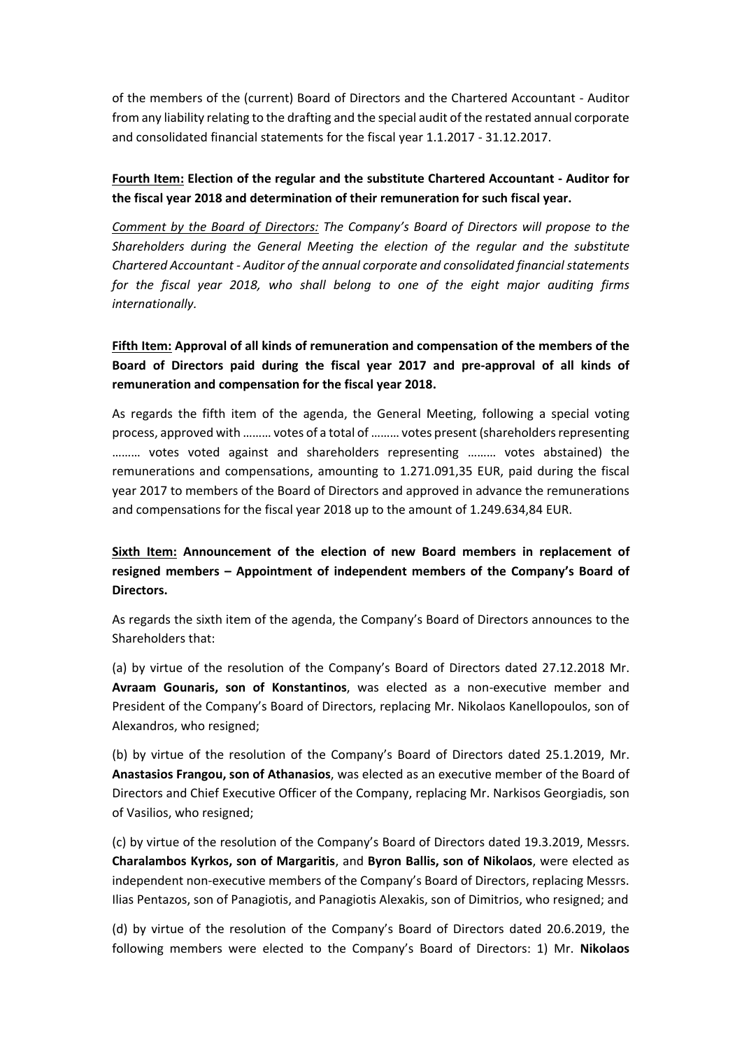of the members of the (current) Board of Directors and the Chartered Accountant - Auditor from any liability relating to the drafting and the special audit of the restated annual corporate and consolidated financial statements for the fiscal year 1.1.2017 - 31.12.2017.

**<u>Fourth Item:</u> Election of the regular and the substitute Chartered Accountant - Auditor for the fiscal year 2018 and determination of their remuneration for such fiscal year.**

*<u>Comment by the Board of Directors:</u> The Company's Board of Directors will propose to the Shareholders during the General Meeting the election of the regular and the substitute Chartered Accountant - Auditor of the annual corporate and consolidated financial statements for the fiscal year 2018, who shall belong to one of the eight major auditing firms internationally.*

**<u>Fifth Item:</u> Approval of all kinds of remuneration and compensation of the members of the Board of Directors paid during the fiscal year 2017 and pre-approval of all kinds of remuneration and compensation for the fiscal year 2018.**

As regards the fifth item of the agenda, the General Meeting, following a special voting process, approved with ……… votes of a total of ……… votes present (shareholders representing ……… votes voted against and shareholders representing ……… votes abstained) the remunerations and compensations, amounting to 1.271.091,35 EUR, paid during the fiscal year 2017 to members of the Board of Directors and approved in advance the remunerations and compensations for the fiscal year 2018 up to the amount of 1.249.634,84 EUR.

**<u>Sixth Item:</u> Announcement of the election of new Board members in replacement of resigned members – Appointment of independent members of the Company's Board of Directors.**

As regards the sixth item of the agenda, the Company's Board of Directors announces to the Shareholders that:

(a) by virtue of the resolution of the Company's Board of Directors dated 27.12.2018 Mr. **Avraam Gounaris, son of Konstantinos**, was elected as a non-executive member and President of the Company's Board of Directors, replacing Mr. Nikolaos Kanellopoulos, son of Alexandros, who resigned;

(b) by virtue of the resolution of the Company's Board of Directors dated 25.1.2019, Mr. **Anastasios Frangou, son of Athanasios**, was elected as an executive member of the Board of Directors and Chief Executive Officer of the Company, replacing Mr. Narkisos Georgiadis, son of Vasilios, who resigned;

(c) by virtue of the resolution of the Company's Board of Directors dated 19.3.2019, Messrs. **Charalambos Kyrkos, son of Margaritis**, and **Byron Ballis, son of Nikolaos**, were elected as independent non-executive members of the Company's Board of Directors, replacing Messrs. Ilias Pentazos, son of Panagiotis, and Panagiotis Alexakis, son of Dimitrios, who resigned; and

(d) by virtue of the resolution of the Company's Board of Directors dated 20.6.2019, the following members were elected to the Company's Board of Directors: 1) Mr. **Nikolaos**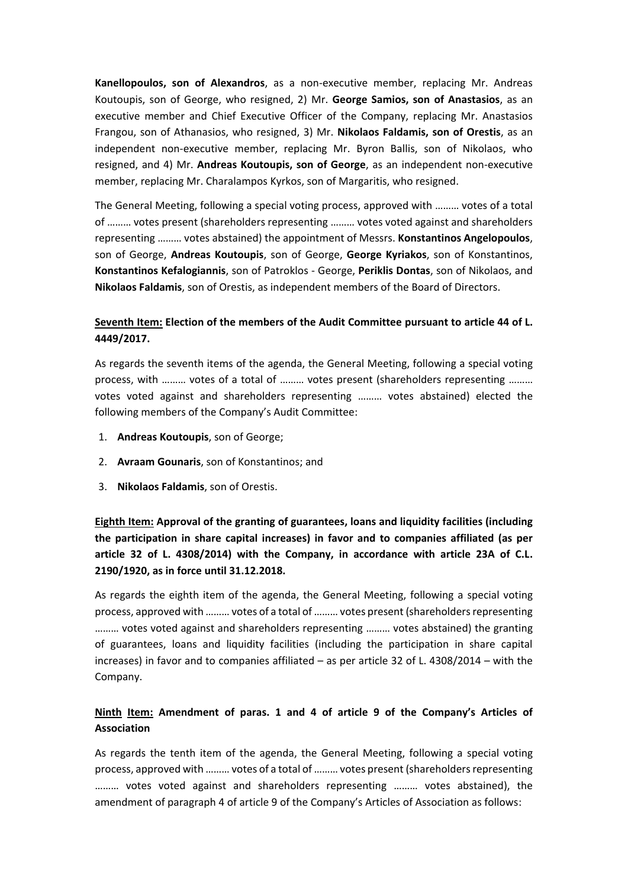**Kanellopoulos, son of Alexandros**, as a non-executive member, replacing Mr. Andreas Koutoupis, son of George, who resigned, 2) Mr. **George Samios, son of Anastasios**, as an executive member and Chief Executive Officer of the Company, replacing Mr. Anastasios Frangou, son of Athanasios, who resigned, 3) Mr. **Nikolaos Faldamis, son of Orestis**, as an independent non-executive member, replacing Mr. Byron Ballis, son of Nikolaos, who resigned, and 4) Mr. **Andreas Koutoupis, son of George**, as an independent non-executive member, replacing Mr. Charalampos Kyrkos, son of Margaritis, who resigned.

The General Meeting, following a special voting process, approved with ……… votes of a total of ……… votes present (shareholders representing ……… votes voted against and shareholders representing ……… votes abstained) the appointment of Messrs. **Konstantinos Angelopoulos**, son of George, **Andreas Koutoupis**, son of George, **George Kyriakos**, son of Konstantinos, **Konstantinos Kefalogiannis**, son of Patroklos - George, **Periklis Dontas**, son of Nikolaos, and **Nikolaos Faldamis**, son of Orestis, as independent members of the Board of Directors.

**<u>Seventh Item:</u> Election of the members of the Audit Committee pursuant to article 44 of L. 4449/2017.**

As regards the seventh items of the agenda, the General Meeting, following a special voting process, with ……… votes of a total of ……… votes present (shareholders representing ……… votes voted against and shareholders representing ……… votes abstained) elected the following members of the Company's Audit Committee:

1. **Andreas Koutoupis**, son of George;
2. **Avraam Gounaris**, son of Konstantinos; and
3. **Nikolaos Faldamis**, son of Orestis.

**<u>Eighth Item:</u> Approval of the granting of guarantees, loans and liquidity facilities (including the participation in share capital increases) in favor and to companies affiliated (as per article 32 of L. 4308/2014) with the Company, in accordance with article 23A of C.L. 2190/1920, as in force until 31.12.2018.**

As regards the eighth item of the agenda, the General Meeting, following a special voting process, approved with ……… votes of a total of ……… votes present (shareholders representing ……… votes voted against and shareholders representing ……… votes abstained) the granting of guarantees, loans and liquidity facilities (including the participation in share capital increases) in favor and to companies affiliated – as per article 32 of L. 4308/2014 – with the Company.

**<u>Ninth</u> <u>Item:</u> Amendment of paras. 1 and 4 of article 9 of the Company's Articles of Association**

As regards the tenth item of the agenda, the General Meeting, following a special voting process, approved with ……… votes of a total of ……… votes present (shareholders representing ……… votes voted against and shareholders representing ……… votes abstained), the amendment of paragraph 4 of article 9 of the Company's Articles of Association as follows: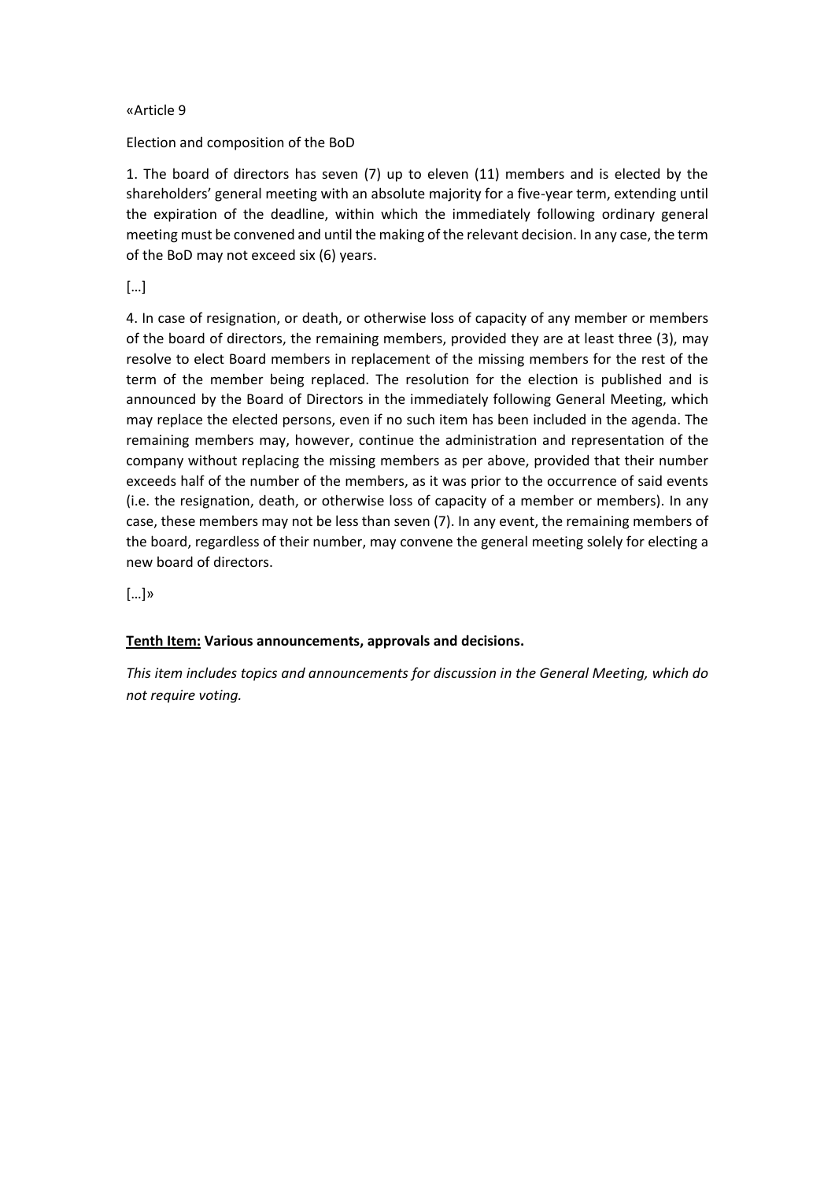«Article 9

Election and composition of the BoD

1. The board of directors has seven (7) up to eleven (11) members and is elected by the shareholders' general meeting with an absolute majority for a five-year term, extending until the expiration of the deadline, within which the immediately following ordinary general meeting must be convened and until the making of the relevant decision. In any case, the term of the BoD may not exceed six (6) years.

[…]

4. In case of resignation, or death, or otherwise loss of capacity of any member or members of the board of directors, the remaining members, provided they are at least three (3), may resolve to elect Board members in replacement of the missing members for the rest of the term of the member being replaced. The resolution for the election is published and is announced by the Board of Directors in the immediately following General Meeting, which may replace the elected persons, even if no such item has been included in the agenda. The remaining members may, however, continue the administration and representation of the company without replacing the missing members as per above, provided that their number exceeds half of the number of the members, as it was prior to the occurrence of said events (i.e. the resignation, death, or otherwise loss of capacity of a member or members). In any case, these members may not be less than seven (7). In any event, the remaining members of the board, regardless of their number, may convene the general meeting solely for electing a new board of directors.

[…]»

**<u>Tenth Item:</u> Various announcements, approvals and decisions.**

*This item includes topics and announcements for discussion in the General Meeting, which do not require voting.*